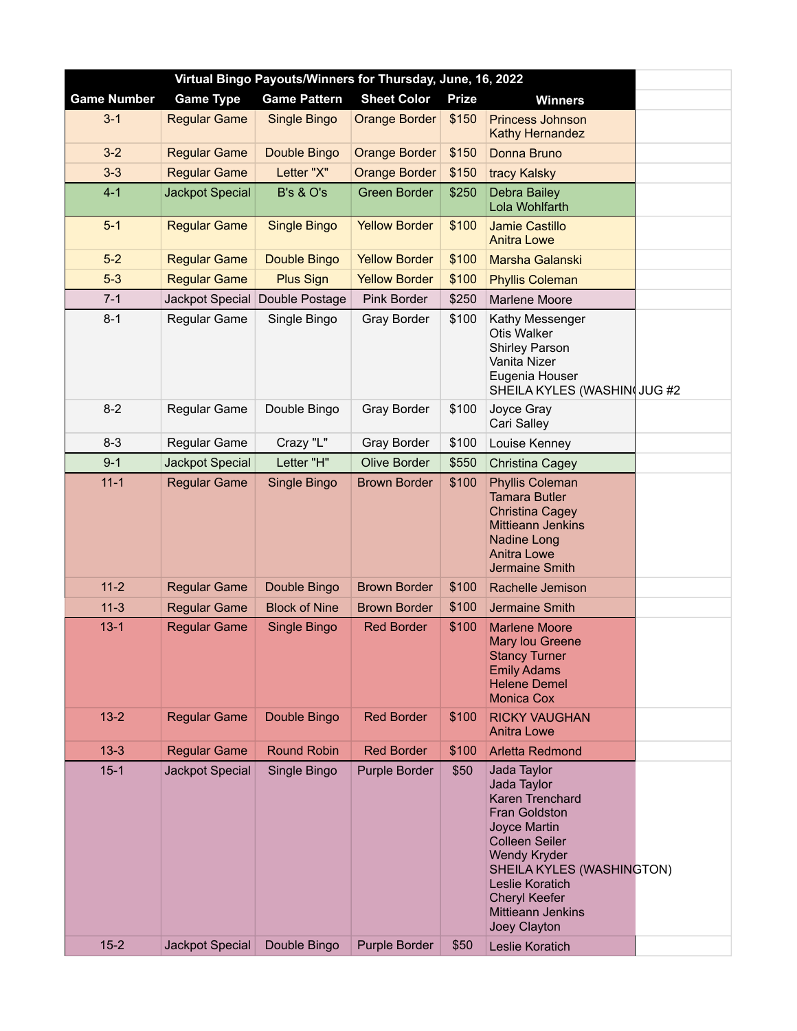| Virtual Bingo Payouts/Winners for Thursday, June, 16, 2022 | | | | | |
|---|---|---|---|---|---|
| **Game Number** | **Game Type** | **Game Pattern** | **Sheet Color** | **Prize** | **Winners** |
| 3-1 | Regular Game | Single Bingo | Orange Border | $150 | Princess Johnson<br>Kathy Hernandez |
| 3-2 | Regular Game | Double Bingo | Orange Border | $150 | Donna Bruno |
| 3-3 | Regular Game | Letter "X" | Orange Border | $150 | tracy Kalsky |
| 4-1 | Jackpot Special | B's & O's | Green Border | $250 | Debra Bailey<br>Lola Wohlfarth |
| 5-1 | Regular Game | Single Bingo | Yellow Border | $100 | Jamie Castillo<br>Anitra Lowe |
| 5-2 | Regular Game | Double Bingo | Yellow Border | $100 | Marsha Galanski |
| 5-3 | Regular Game | Plus Sign | Yellow Border | $100 | Phyllis Coleman |
| 7-1 | Jackpot Special | Double Postage | Pink Border | $250 | Marlene Moore |
| 8-1 | Regular Game | Single Bingo | Gray Border | $100 | Kathy Messenger<br>Otis Walker<br>Shirley Parson<br>Vanita Nizer<br>Eugenia Houser<br>SHEILA KYLES (WASHIN JUG #2 |
| 8-2 | Regular Game | Double Bingo | Gray Border | $100 | Joyce Gray<br>Cari Salley |
| 8-3 | Regular Game | Crazy "L" | Gray Border | $100 | Louise Kenney |
| 9-1 | Jackpot Special | Letter "H" | Olive Border | $550 | Christina Cagey |
| 11-1 | Regular Game | Single Bingo | Brown Border | $100 | Phyllis Coleman<br>Tamara Butler<br>Christina Cagey<br>Mittieann Jenkins<br>Nadine Long<br>Anitra Lowe<br>Jermaine Smith |
| 11-2 | Regular Game | Double Bingo | Brown Border | $100 | Rachelle Jemison |
| 11-3 | Regular Game | Block of Nine | Brown Border | $100 | Jermaine Smith |
| 13-1 | Regular Game | Single Bingo | Red Border | $100 | Marlene Moore<br>Mary lou Greene<br>Stancy Turner<br>Emily Adams<br>Helene Demel<br>Monica Cox |
| 13-2 | Regular Game | Double Bingo | Red Border | $100 | RICKY VAUGHAN<br>Anitra Lowe |
| 13-3 | Regular Game | Round Robin | Red Border | $100 | Arletta Redmond |
| 15-1 | Jackpot Special | Single Bingo | Purple Border | $50 | Jada Taylor<br>Jada Taylor<br>Karen Trenchard<br>Fran Goldston<br>Joyce Martin<br>Colleen Seiler<br>Wendy Kryder<br>SHEILA KYLES (WASHINGTON)<br>Leslie Koratich<br>Cheryl Keefer<br>Mittieann Jenkins<br>Joey Clayton |
| 15-2 | Jackpot Special | Double Bingo | Purple Border | $50 | Leslie Koratich |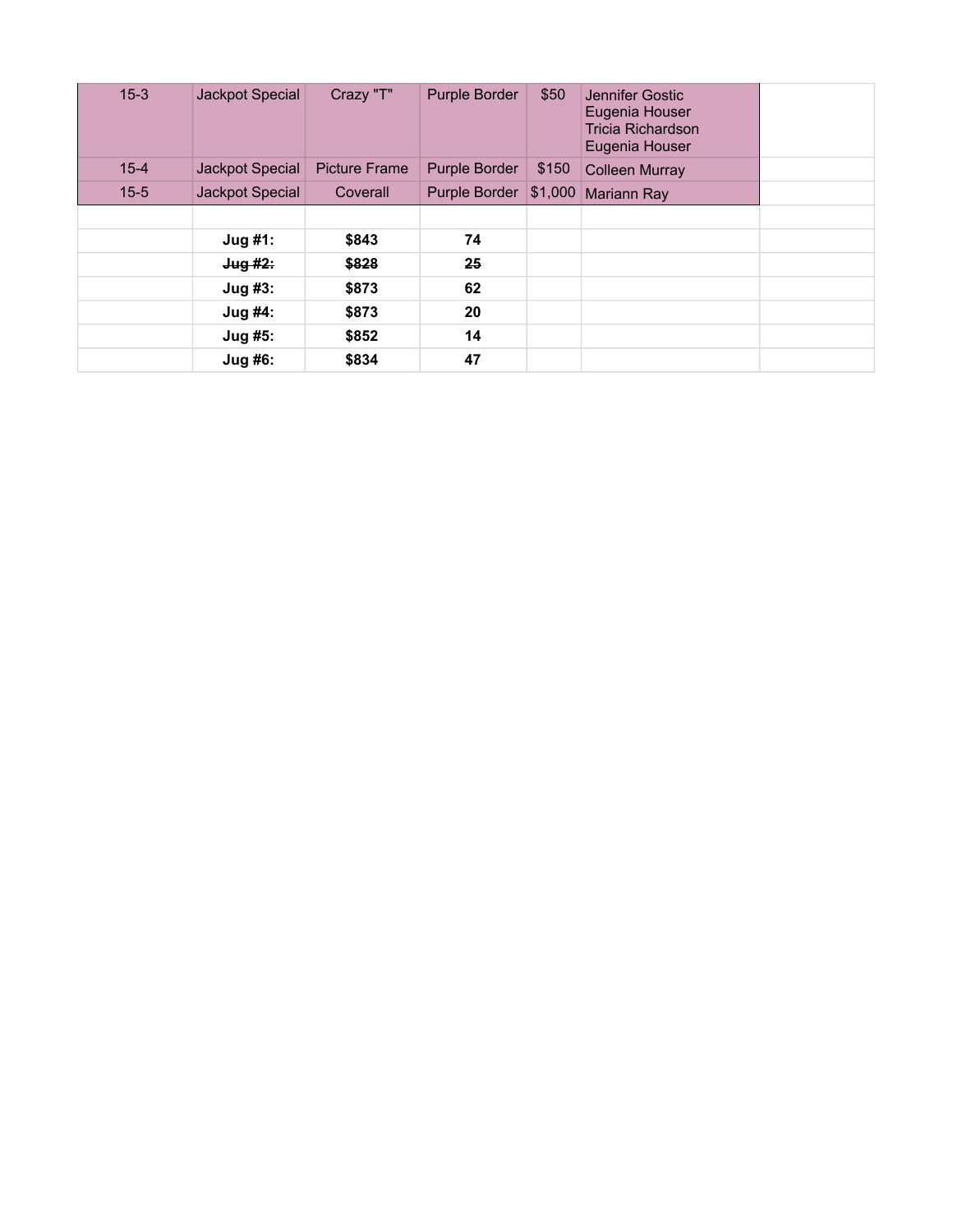| | | | | | | |
|---|---|---|---|---|---|---|
| 15-3 | Jackpot Special | Crazy "T" | Purple Border | $50 | Jennifer Gostic<br>Eugenia Houser<br>Tricia Richardson<br>Eugenia Houser | |
| 15-4 | Jackpot Special | Picture Frame | Purple Border | $150 | Colleen Murray | |
| 15-5 | Jackpot Special | Coverall | Purple Border | $1,000 | Mariann Ray | |
| | | | | | | |
| | **Jug #1:** | **$843** | **74** | | | |
| | ~~**Jug #2:**~~ | ~~**$828**~~ | ~~**25**~~ | | | |
| | **Jug #3:** | **$873** | **62** | | | |
| | **Jug #4:** | **$873** | **20** | | | |
| | **Jug #5:** | **$852** | **14** | | | |
| | **Jug #6:** | **$834** | **47** | | | |